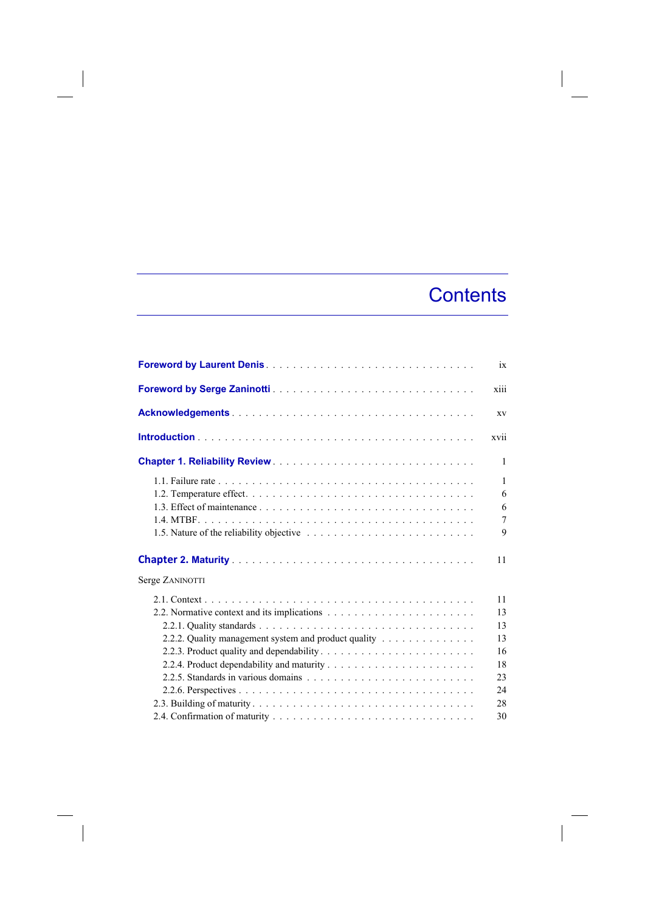# Contents

**Foreword by Laurent Denis** . . . . . . . . . . . . . . . . . . . . . . . . . . . . . . ix

**Foreword by Serge Zaninotti** . . . . . . . . . . . . . . . . . . . . . . . . . . . . xiii

**Acknowledgements** . . . . . . . . . . . . . . . . . . . . . . . . . . . . . . . . . xv

**Introduction** . . . . . . . . . . . . . . . . . . . . . . . . . . . . . . . . . . . . xvii

**Chapter 1. Reliability Review** . . . . . . . . . . . . . . . . . . . . . . . . . . . . 1

- 1.1. Failure rate . . . . . . . . . . . . . . . . . . . . . . . . . . . . . . . . . . 1
- 1.2. Temperature effect. . . . . . . . . . . . . . . . . . . . . . . . . . . . . . . 6
- 1.3. Effect of maintenance . . . . . . . . . . . . . . . . . . . . . . . . . . . . . 6
- 1.4. MTBF. . . . . . . . . . . . . . . . . . . . . . . . . . . . . . . . . . . . . 7
- 1.5. Nature of the reliability objective . . . . . . . . . . . . . . . . . . . . . . 9

**Chapter 2. Maturity** . . . . . . . . . . . . . . . . . . . . . . . . . . . . . . . . 11

Serge ZANINOTTI

- 2.1. Context . . . . . . . . . . . . . . . . . . . . . . . . . . . . . . . . . . . 11
- 2.2. Normative context and its implications . . . . . . . . . . . . . . . . . . . . 13
  - 2.2.1. Quality standards . . . . . . . . . . . . . . . . . . . . . . . . . . . . 13
  - 2.2.2. Quality management system and product quality . . . . . . . . . . . . . 13
  - 2.2.3. Product quality and dependability . . . . . . . . . . . . . . . . . . . . 16
  - 2.2.4. Product dependability and maturity . . . . . . . . . . . . . . . . . . . 18
  - 2.2.5. Standards in various domains . . . . . . . . . . . . . . . . . . . . . . 23
  - 2.2.6. Perspectives . . . . . . . . . . . . . . . . . . . . . . . . . . . . . . . 24
- 2.3. Building of maturity . . . . . . . . . . . . . . . . . . . . . . . . . . . . . 28
- 2.4. Confirmation of maturity . . . . . . . . . . . . . . . . . . . . . . . . . . . 30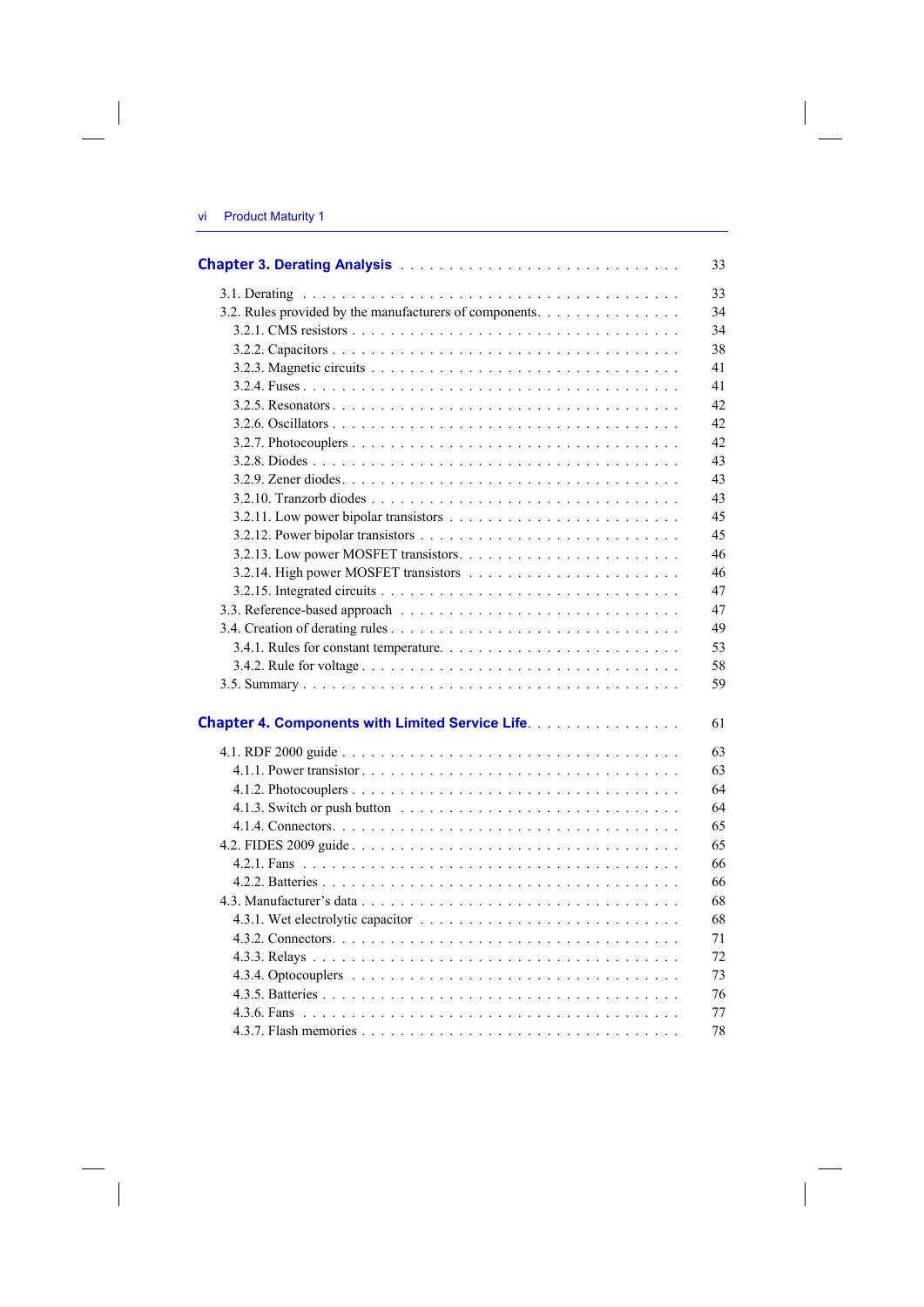**Chapter 3. Derating Analysis** . . . . . . . . . . . . . . . . . . . . . . . . . . . 33

3.1. Derating . . . . . . . . . . . . . . . . . . . . . . . . . . . . . . . . . . . . . . . 33
3.2. Rules provided by the manufacturers of components. . . . . . . . . . . . . . 34
3.2.1. CMS resistors . . . . . . . . . . . . . . . . . . . . . . . . . . . . . . . . . 34
3.2.2. Capacitors . . . . . . . . . . . . . . . . . . . . . . . . . . . . . . . . . . . 38
3.2.3. Magnetic circuits . . . . . . . . . . . . . . . . . . . . . . . . . . . . . . . 41
3.2.4. Fuses . . . . . . . . . . . . . . . . . . . . . . . . . . . . . . . . . . . . . . 41
3.2.5. Resonators . . . . . . . . . . . . . . . . . . . . . . . . . . . . . . . . . . . 42
3.2.6. Oscillators . . . . . . . . . . . . . . . . . . . . . . . . . . . . . . . . . . . 42
3.2.7. Photocouplers . . . . . . . . . . . . . . . . . . . . . . . . . . . . . . . . . 42
3.2.8. Diodes . . . . . . . . . . . . . . . . . . . . . . . . . . . . . . . . . . . . . 43
3.2.9. Zener diodes. . . . . . . . . . . . . . . . . . . . . . . . . . . . . . . . . . . 43
3.2.10. Tranzorb diodes . . . . . . . . . . . . . . . . . . . . . . . . . . . . . . . 43
3.2.11. Low power bipolar transistors . . . . . . . . . . . . . . . . . . . . . . . 45
3.2.12. Power bipolar transistors . . . . . . . . . . . . . . . . . . . . . . . . . . 45
3.2.13. Low power MOSFET transistors. . . . . . . . . . . . . . . . . . . . . . 46
3.2.14. High power MOSFET transistors . . . . . . . . . . . . . . . . . . . . . 46
3.2.15. Integrated circuits . . . . . . . . . . . . . . . . . . . . . . . . . . . . . . 47
3.3. Reference-based approach . . . . . . . . . . . . . . . . . . . . . . . . . . . . 47
3.4. Creation of derating rules . . . . . . . . . . . . . . . . . . . . . . . . . . . . 49
3.4.1. Rules for constant temperature. . . . . . . . . . . . . . . . . . . . . . . . 53
3.4.2. Rule for voltage . . . . . . . . . . . . . . . . . . . . . . . . . . . . . . . . 58
3.5. Summary . . . . . . . . . . . . . . . . . . . . . . . . . . . . . . . . . . . . . . 59

**Chapter 4. Components with Limited Service Life**. . . . . . . . . . . . . . . . 61

4.1. RDF 2000 guide . . . . . . . . . . . . . . . . . . . . . . . . . . . . . . . . . . 63
4.1.1. Power transistor . . . . . . . . . . . . . . . . . . . . . . . . . . . . . . . . 63
4.1.2. Photocouplers . . . . . . . . . . . . . . . . . . . . . . . . . . . . . . . . . 64
4.1.3. Switch or push button . . . . . . . . . . . . . . . . . . . . . . . . . . . . 64
4.1.4. Connectors. . . . . . . . . . . . . . . . . . . . . . . . . . . . . . . . . . . 65
4.2. FIDES 2009 guide . . . . . . . . . . . . . . . . . . . . . . . . . . . . . . . . . 65
4.2.1. Fans . . . . . . . . . . . . . . . . . . . . . . . . . . . . . . . . . . . . . . 66
4.2.2. Batteries . . . . . . . . . . . . . . . . . . . . . . . . . . . . . . . . . . . . 66
4.3. Manufacturer's data . . . . . . . . . . . . . . . . . . . . . . . . . . . . . . . 68
4.3.1. Wet electrolytic capacitor . . . . . . . . . . . . . . . . . . . . . . . . . . 68
4.3.2. Connectors. . . . . . . . . . . . . . . . . . . . . . . . . . . . . . . . . . . 71
4.3.3. Relays . . . . . . . . . . . . . . . . . . . . . . . . . . . . . . . . . . . . . 72
4.3.4. Optocouplers . . . . . . . . . . . . . . . . . . . . . . . . . . . . . . . . . 73
4.3.5. Batteries . . . . . . . . . . . . . . . . . . . . . . . . . . . . . . . . . . . . 76
4.3.6. Fans . . . . . . . . . . . . . . . . . . . . . . . . . . . . . . . . . . . . . . 77
4.3.7. Flash memories . . . . . . . . . . . . . . . . . . . . . . . . . . . . . . . . 78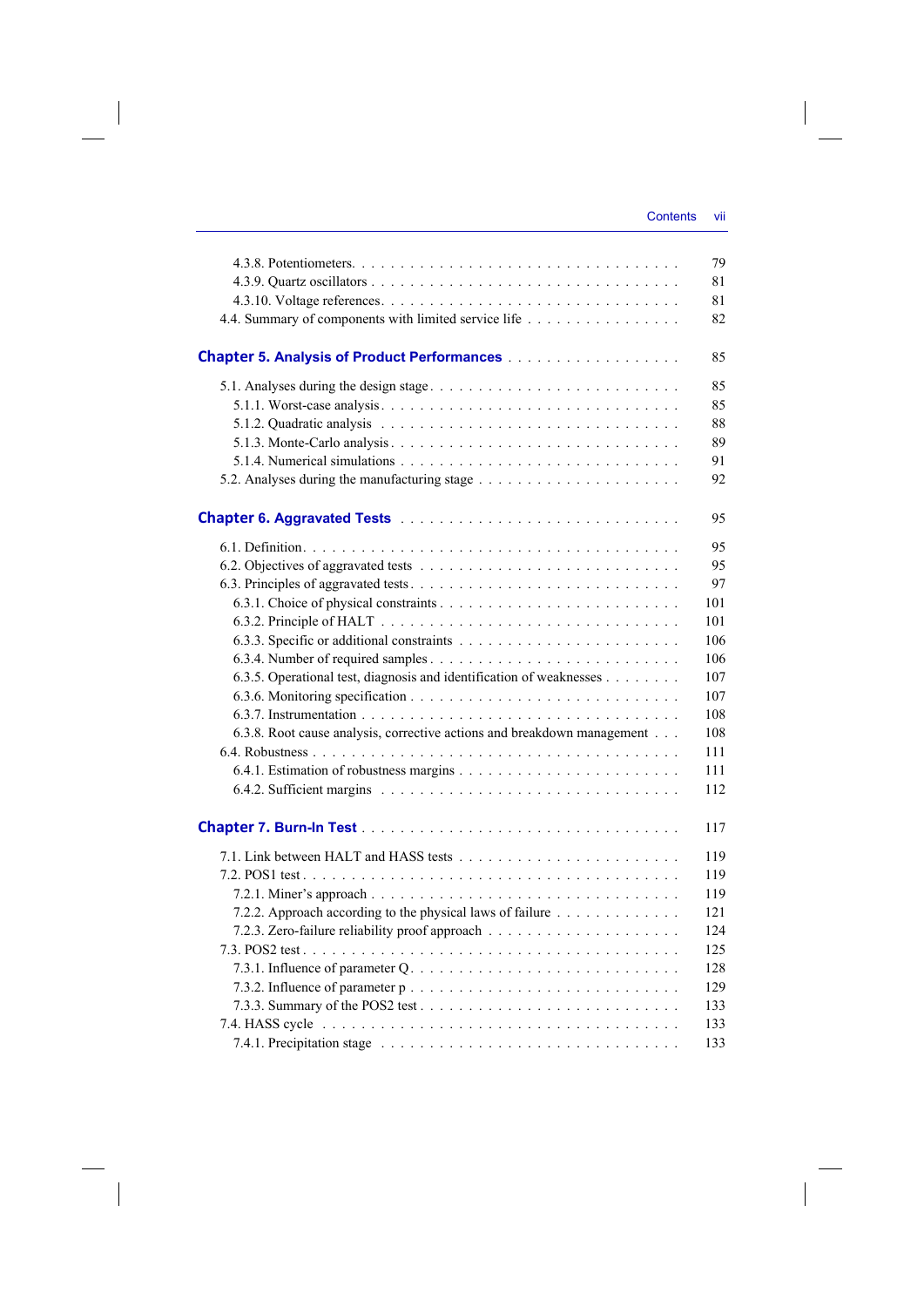4.3.8. Potentiometers . . . . . . . . . . 79
4.3.9. Quartz oscillators . . . . . . . . . . 81
4.3.10. Voltage references . . . . . . . . . . 81
4.4. Summary of components with limited service life . . . . . . . . . . 82

**Chapter 5. Analysis of Product Performances** . . . . . . . . . . 85

5.1. Analyses during the design stage . . . . . . . . . . 85
5.1.1. Worst-case analysis . . . . . . . . . . 85
5.1.2. Quadratic analysis . . . . . . . . . . 88
5.1.3. Monte-Carlo analysis . . . . . . . . . . 89
5.1.4. Numerical simulations . . . . . . . . . . 91
5.2. Analyses during the manufacturing stage . . . . . . . . . . 92

**Chapter 6. Aggravated Tests** . . . . . . . . . . 95

6.1. Definition . . . . . . . . . . 95
6.2. Objectives of aggravated tests . . . . . . . . . . 95
6.3. Principles of aggravated tests . . . . . . . . . . 97
6.3.1. Choice of physical constraints . . . . . . . . . . 101
6.3.2. Principle of HALT . . . . . . . . . . 101
6.3.3. Specific or additional constraints . . . . . . . . . . 106
6.3.4. Number of required samples . . . . . . . . . . 106
6.3.5. Operational test, diagnosis and identification of weaknesses . . . . . . . . . . 107
6.3.6. Monitoring specification . . . . . . . . . . 107
6.3.7. Instrumentation . . . . . . . . . . 108
6.3.8. Root cause analysis, corrective actions and breakdown management . . . 108
6.4. Robustness . . . . . . . . . . 111
6.4.1. Estimation of robustness margins . . . . . . . . . . 111
6.4.2. Sufficient margins . . . . . . . . . . 112

**Chapter 7. Burn-In Test** . . . . . . . . . . 117

7.1. Link between HALT and HASS tests . . . . . . . . . . 119
7.2. POS1 test . . . . . . . . . . 119
7.2.1. Miner's approach . . . . . . . . . . 119
7.2.2. Approach according to the physical laws of failure . . . . . . . . . . 121
7.2.3. Zero-failure reliability proof approach . . . . . . . . . . 124
7.3. POS2 test . . . . . . . . . . 125
7.3.1. Influence of parameter Q . . . . . . . . . . 128
7.3.2. Influence of parameter p . . . . . . . . . . 129
7.3.3. Summary of the POS2 test . . . . . . . . . . 133
7.4. HASS cycle . . . . . . . . . . 133
7.4.1. Precipitation stage . . . . . . . . . . 133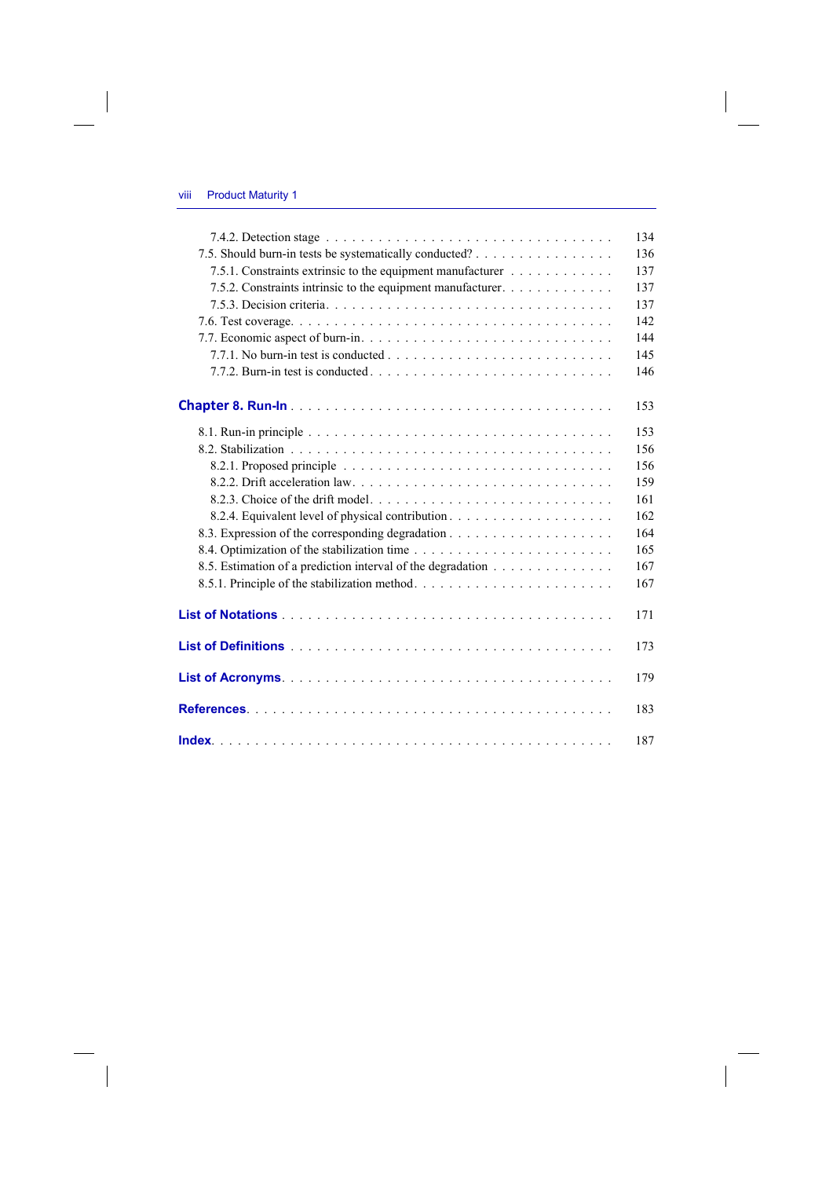7.4.2. Detection stage . . . 134
7.5. Should burn-in tests be systematically conducted? . . . 136
7.5.1. Constraints extrinsic to the equipment manufacturer . . . 137
7.5.2. Constraints intrinsic to the equipment manufacturer . . . 137
7.5.3. Decision criteria . . . 137
7.6. Test coverage . . . 142
7.7. Economic aspect of burn-in . . . 144
7.7.1. No burn-in test is conducted . . . 145
7.7.2. Burn-in test is conducted . . . 146

**Chapter 8. Run-In** . . . 153

8.1. Run-in principle . . . 153
8.2. Stabilization . . . 156
8.2.1. Proposed principle . . . 156
8.2.2. Drift acceleration law . . . 159
8.2.3. Choice of the drift model . . . 161
8.2.4. Equivalent level of physical contribution . . . 162
8.3. Expression of the corresponding degradation . . . 164
8.4. Optimization of the stabilization time . . . 165
8.5. Estimation of a prediction interval of the degradation . . . 167
8.5.1. Principle of the stabilization method . . . 167

**List of Notations** . . . 171

**List of Definitions** . . . 173

**List of Acronyms** . . . 179

**References** . . . 183

**Index** . . . 187